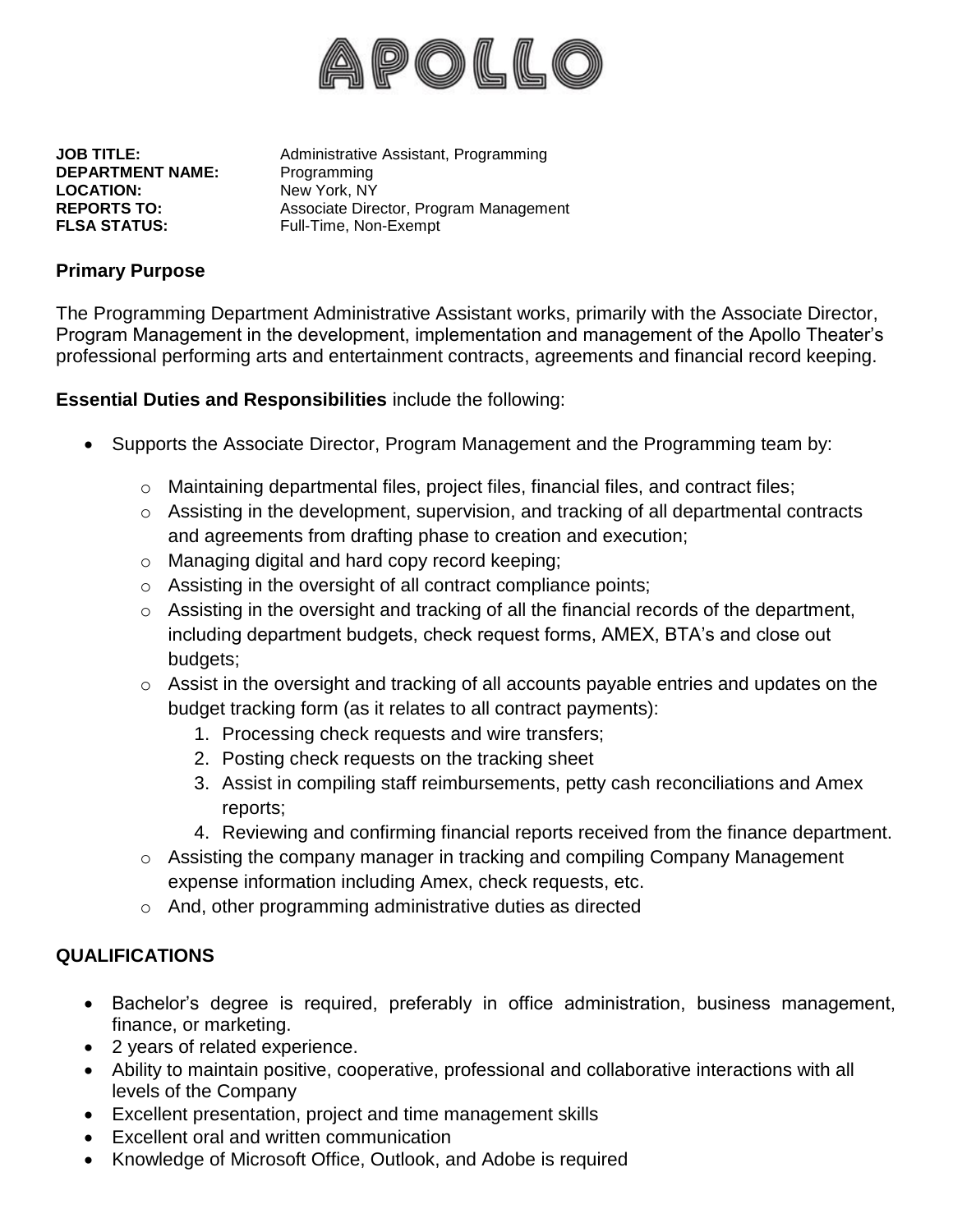# APOLLO

**JOB TITLE:** Administrative Assistant, Programming
**DEPARTMENT NAME:** Programming
**LOCATION:** New York, NY
**REPORTS TO:** Associate Director, Program Management
**FLSA STATUS:** Full-Time, Non-Exempt

## Primary Purpose

The Programming Department Administrative Assistant works, primarily with the Associate Director, Program Management in the development, implementation and management of the Apollo Theater's professional performing arts and entertainment contracts, agreements and financial record keeping.

**Essential Duties and Responsibilities** include the following:

- Supports the Associate Director, Program Management and the Programming team by:
  - Maintaining departmental files, project files, financial files, and contract files;
  - Assisting in the development, supervision, and tracking of all departmental contracts and agreements from drafting phase to creation and execution;
  - Managing digital and hard copy record keeping;
  - Assisting in the oversight of all contract compliance points;
  - Assisting in the oversight and tracking of all the financial records of the department, including department budgets, check request forms, AMEX, BTA's and close out budgets;
  - Assist in the oversight and tracking of all accounts payable entries and updates on the budget tracking form (as it relates to all contract payments):
    1. Processing check requests and wire transfers;
    2. Posting check requests on the tracking sheet
    3. Assist in compiling staff reimbursements, petty cash reconciliations and Amex reports;
    4. Reviewing and confirming financial reports received from the finance department.
  - Assisting the company manager in tracking and compiling Company Management expense information including Amex, check requests, etc.
  - And, other programming administrative duties as directed

## QUALIFICATIONS

- Bachelor's degree is required, preferably in office administration, business management, finance, or marketing.
- 2 years of related experience.
- Ability to maintain positive, cooperative, professional and collaborative interactions with all levels of the Company
- Excellent presentation, project and time management skills
- Excellent oral and written communication
- Knowledge of Microsoft Office, Outlook, and Adobe is required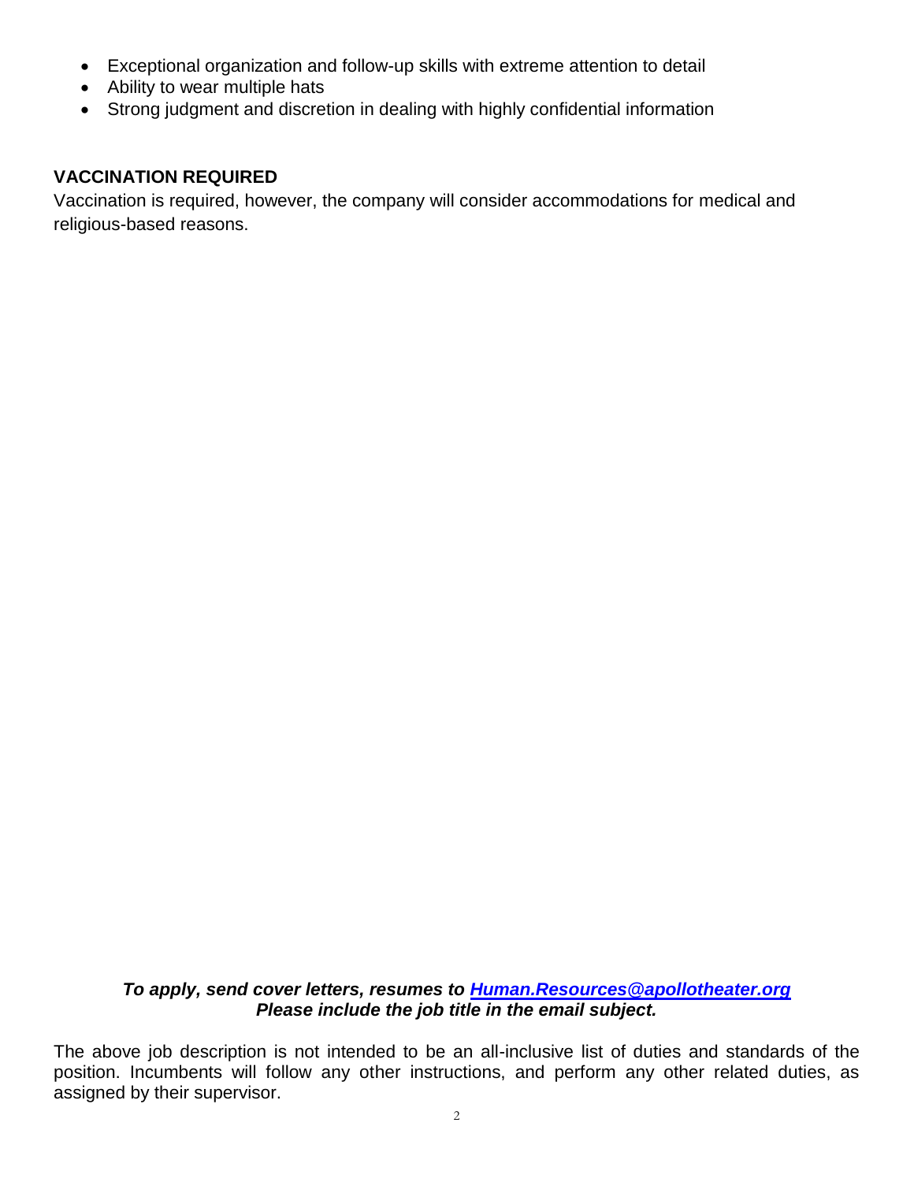- Exceptional organization and follow-up skills with extreme attention to detail
- Ability to wear multiple hats
- Strong judgment and discretion in dealing with highly confidential information

**VACCINATION REQUIRED**

Vaccination is required, however, the company will consider accommodations for medical and religious-based reasons.

***To apply, send cover letters, resumes to [Human.Resources@apollotheater.org](mailto:Human.Resources@apollotheater.org)***
***Please include the job title in the email subject.***

The above job description is not intended to be an all-inclusive list of duties and standards of the position. Incumbents will follow any other instructions, and perform any other related duties, as assigned by their supervisor.